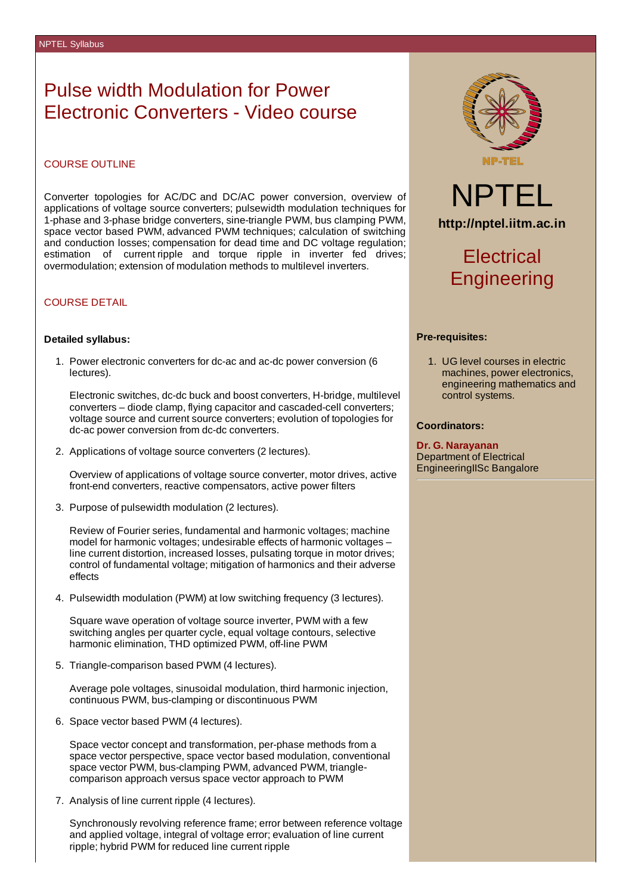# Pulse width Modulation for Power Electronic Converters - Video course

## COURSE OUTLINE

Converter topologies for AC/DC and DC/AC power conversion, overview of applications of voltage source converters; pulsewidth modulation techniques for 1-phase and 3-phase bridge converters, sine-triangle PWM, bus clamping PWM, space vector based PWM, advanced PWM techniques; calculation of switching and conduction losses; compensation for dead time and DC voltage regulation; estimation of current ripple and torque ripple in inverter fed drives; overmodulation; extension of modulation methods to multilevel inverters.

## COURSE DETAIL

**Detailed syllabus:**

1. Power electronic converters for dc-ac and ac-dc power conversion (6 lectures).

   Electronic switches, dc-dc buck and boost converters, H-bridge, multilevel converters – diode clamp, flying capacitor and cascaded-cell converters; voltage source and current source converters; evolution of topologies for dc-ac power conversion from dc-dc converters.

2. Applications of voltage source converters (2 lectures).

   Overview of applications of voltage source converter, motor drives, active front-end converters, reactive compensators, active power filters

3. Purpose of pulsewidth modulation (2 lectures).

   Review of Fourier series, fundamental and harmonic voltages; machine model for harmonic voltages; undesirable effects of harmonic voltages – line current distortion, increased losses, pulsating torque in motor drives; control of fundamental voltage; mitigation of harmonics and their adverse effects

4. Pulsewidth modulation (PWM) at low switching frequency (3 lectures).

   Square wave operation of voltage source inverter, PWM with a few switching angles per quarter cycle, equal voltage contours, selective harmonic elimination, THD optimized PWM, off-line PWM

5. Triangle-comparison based PWM (4 lectures).

   Average pole voltages, sinusoidal modulation, third harmonic injection, continuous PWM, bus-clamping or discontinuous PWM

6. Space vector based PWM (4 lectures).

   Space vector concept and transformation, per-phase methods from a space vector perspective, space vector based modulation, conventional space vector PWM, bus-clamping PWM, advanced PWM, triangle-comparison approach versus space vector approach to PWM

7. Analysis of line current ripple (4 lectures).

   Synchronously revolving reference frame; error between reference voltage and applied voltage, integral of voltage error; evaluation of line current ripple; hybrid PWM for reduced line current ripple

NPTEL

http://nptel.iitm.ac.in

## Electrical Engineering

**Pre-requisites:**

1. UG level courses in electric machines, power electronics, engineering mathematics and control systems.

**Coordinators:**

**Dr. G. Narayanan**
Department of Electrical EngineeringIISc Bangalore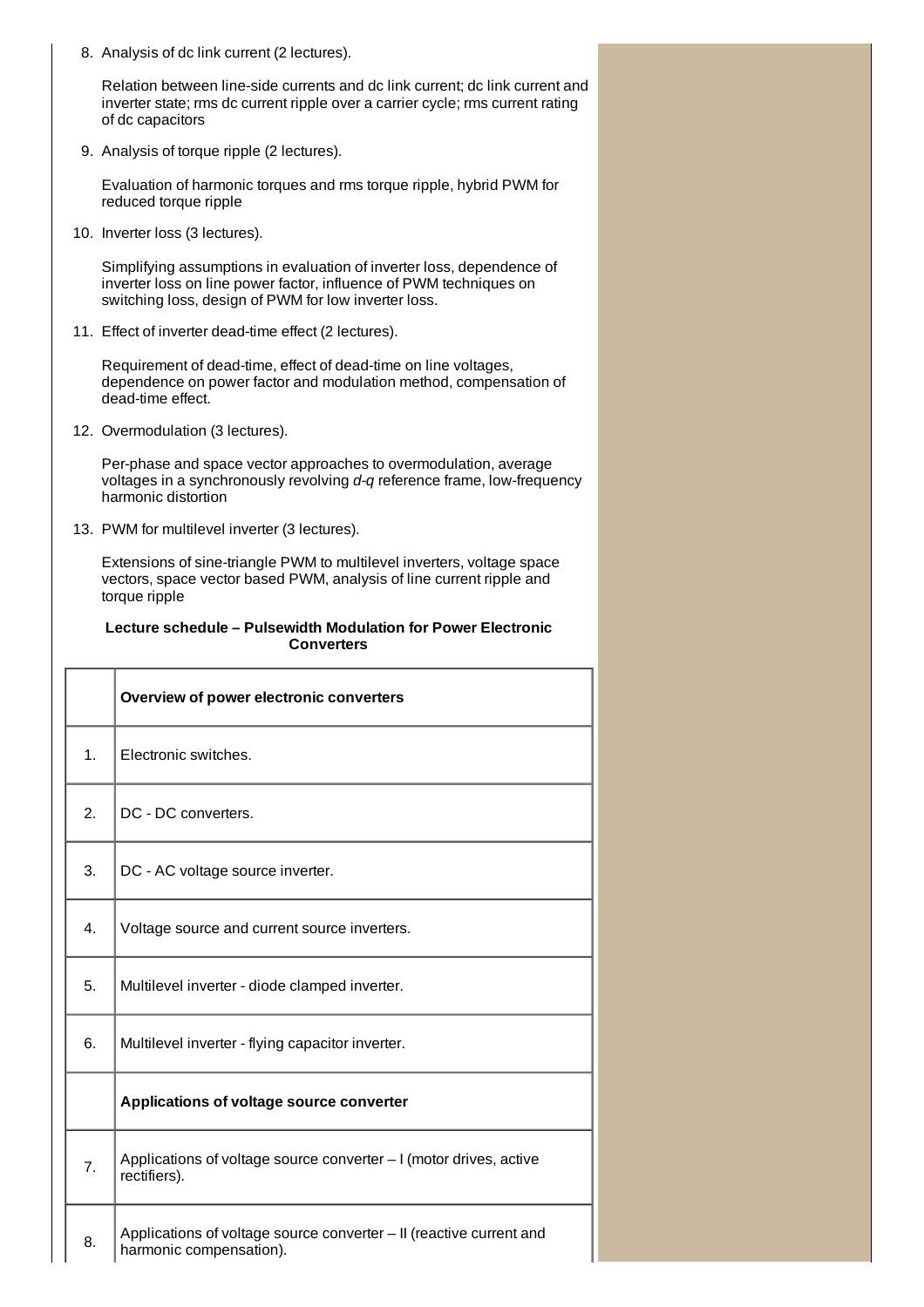8. Analysis of dc link current (2 lectures).

   Relation between line-side currents and dc link current; dc link current and inverter state; rms dc current ripple over a carrier cycle; rms current rating of dc capacitors

9. Analysis of torque ripple (2 lectures).

   Evaluation of harmonic torques and rms torque ripple, hybrid PWM for reduced torque ripple

10. Inverter loss (3 lectures).

    Simplifying assumptions in evaluation of inverter loss, dependence of inverter loss on line power factor, influence of PWM techniques on switching loss, design of PWM for low inverter loss.

11. Effect of inverter dead-time effect (2 lectures).

    Requirement of dead-time, effect of dead-time on line voltages, dependence on power factor and modulation method, compensation of dead-time effect.

12. Overmodulation (3 lectures).

    Per-phase and space vector approaches to overmodulation, average voltages in a synchronously revolving *d-q* reference frame, low-frequency harmonic distortion

13. PWM for multilevel inverter (3 lectures).

    Extensions of sine-triangle PWM to multilevel inverters, voltage space vectors, space vector based PWM, analysis of line current ripple and torque ripple

**Lecture schedule – Pulsewidth Modulation for Power Electronic Converters**

| | **Overview of power electronic converters** |
|---|---|
| 1. | Electronic switches. |
| 2. | DC - DC converters. |
| 3. | DC - AC voltage source inverter. |
| 4. | Voltage source and current source inverters. |
| 5. | Multilevel inverter - diode clamped inverter. |
| 6. | Multilevel inverter - flying capacitor inverter. |
| | **Applications of voltage source converter** |
| 7. | Applications of voltage source converter – I (motor drives, active rectifiers). |
| 8. | Applications of voltage source converter – II (reactive current and harmonic compensation). |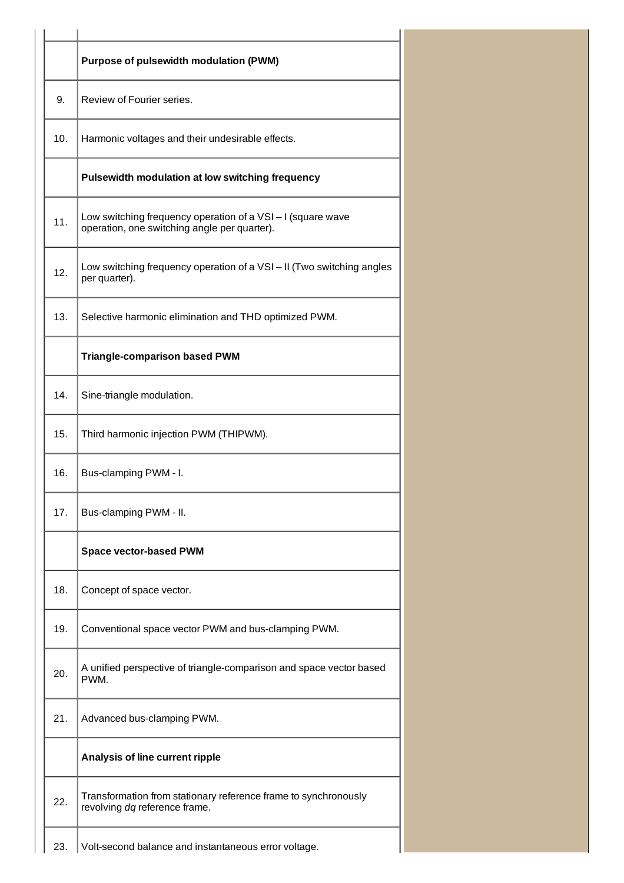| | |
|---|---|
| | **Purpose of pulsewidth modulation (PWM)** |
| 9. | Review of Fourier series. |
| 10. | Harmonic voltages and their undesirable effects. |
| | **Pulsewidth modulation at low switching frequency** |
| 11. | Low switching frequency operation of a VSI – I (square wave operation, one switching angle per quarter). |
| 12. | Low switching frequency operation of a VSI – II (Two switching angles per quarter). |
| 13. | Selective harmonic elimination and THD optimized PWM. |
| | **Triangle-comparison based PWM** |
| 14. | Sine-triangle modulation. |
| 15. | Third harmonic injection PWM (THIPWM). |
| 16. | Bus-clamping PWM - I. |
| 17. | Bus-clamping PWM - II. |
| | **Space vector-based PWM** |
| 18. | Concept of space vector. |
| 19. | Conventional space vector PWM and bus-clamping PWM. |
| 20. | A unified perspective of triangle-comparison and space vector based PWM. |
| 21. | Advanced bus-clamping PWM. |
| | **Analysis of line current ripple** |
| 22. | Transformation from stationary reference frame to synchronously revolving *dq* reference frame. |
| 23. | Volt-second balance and instantaneous error voltage. |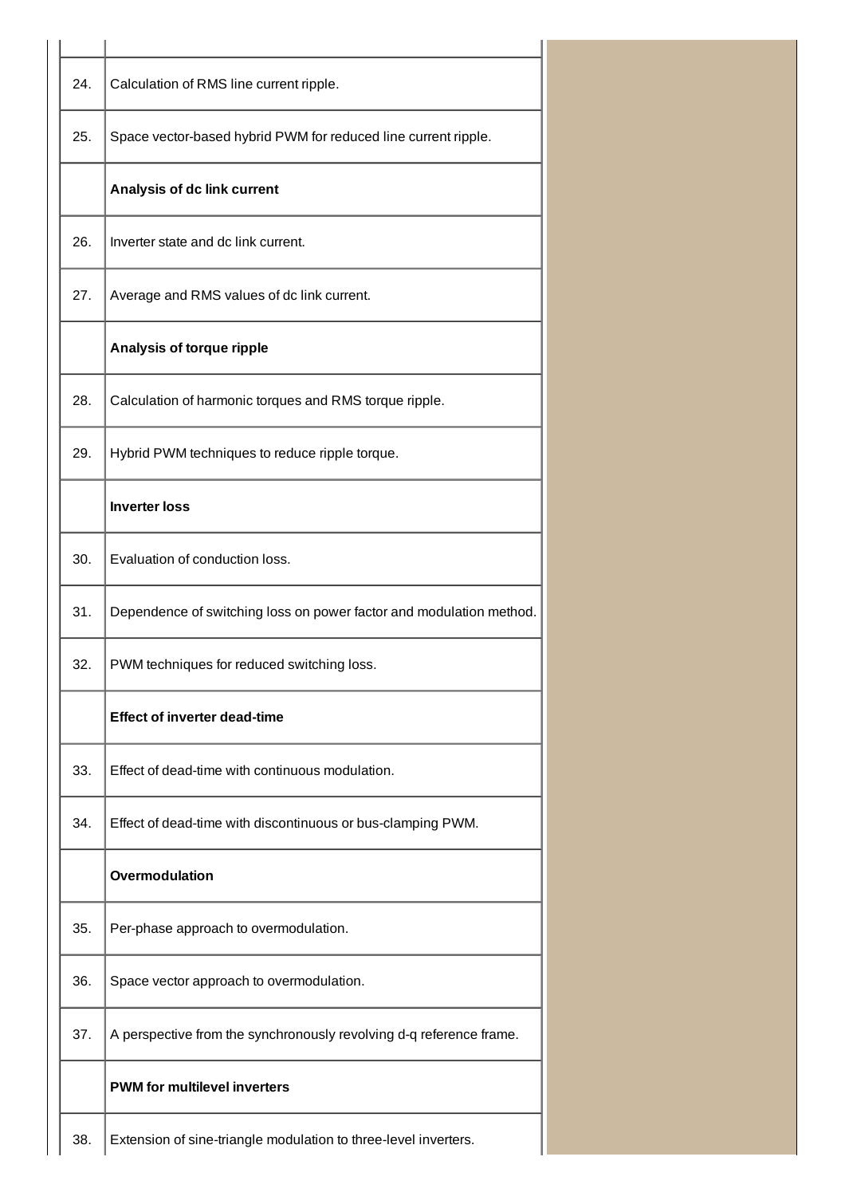| | |
|---|---|
| 24. | Calculation of RMS line current ripple. |
| 25. | Space vector-based hybrid PWM for reduced line current ripple. |
| | **Analysis of dc link current** |
| 26. | Inverter state and dc link current. |
| 27. | Average and RMS values of dc link current. |
| | **Analysis of torque ripple** |
| 28. | Calculation of harmonic torques and RMS torque ripple. |
| 29. | Hybrid PWM techniques to reduce ripple torque. |
| | **Inverter loss** |
| 30. | Evaluation of conduction loss. |
| 31. | Dependence of switching loss on power factor and modulation method. |
| 32. | PWM techniques for reduced switching loss. |
| | **Effect of inverter dead-time** |
| 33. | Effect of dead-time with continuous modulation. |
| 34. | Effect of dead-time with discontinuous or bus-clamping PWM. |
| | **Overmodulation** |
| 35. | Per-phase approach to overmodulation. |
| 36. | Space vector approach to overmodulation. |
| 37. | A perspective from the synchronously revolving d-q reference frame. |
| | **PWM for multilevel inverters** |
| 38. | Extension of sine-triangle modulation to three-level inverters. |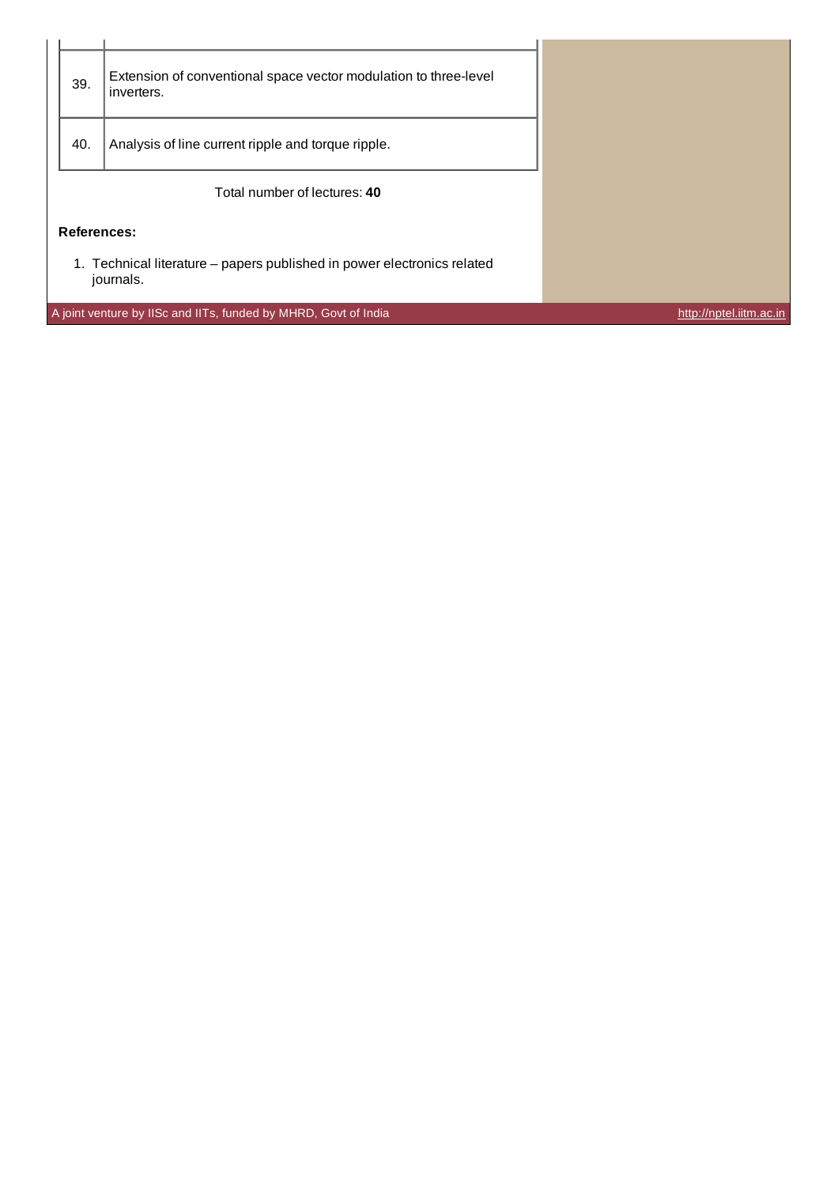| | |
|---|---|
| 39. | Extension of conventional space vector modulation to three-level inverters. |
| 40. | Analysis of line current ripple and torque ripple. |

Total number of lectures: **40**

**References:**

1. Technical literature – papers published in power electronics related journals.